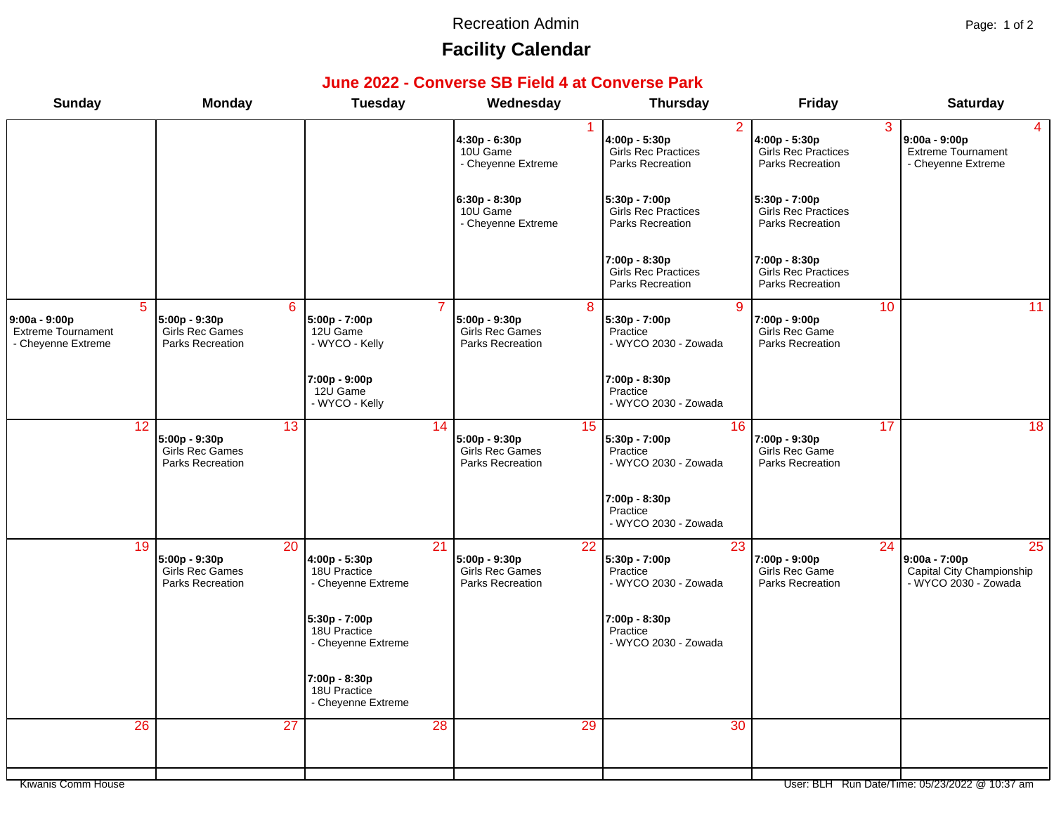Recreation Admin

# Facility Calendar

## June 2022 - Converse SB Field 4 at Converse Park

| Sunday | Monday | Tuesday | Wednesday | Thursday | Friday | Saturday |
|---|---|---|---|---|---|---|
| | | | **1**<br>**4:30p - 6:30p**<br>10U Game<br>- Cheyenne Extreme<br><br>**6:30p - 8:30p**<br>10U Game<br>- Cheyenne Extreme | **2**<br>**4:00p - 5:30p**<br>Girls Rec Practices<br>Parks Recreation<br><br>**5:30p - 7:00p**<br>Girls Rec Practices<br>Parks Recreation<br><br>**7:00p - 8:30p**<br>Girls Rec Practices<br>Parks Recreation | **3**<br>**4:00p - 5:30p**<br>Girls Rec Practices<br>Parks Recreation<br><br>**5:30p - 7:00p**<br>Girls Rec Practices<br>Parks Recreation<br><br>**7:00p - 8:30p**<br>Girls Rec Practices<br>Parks Recreation | **4**<br>**9:00a - 9:00p**<br>Extreme Tournament<br>- Cheyenne Extreme |
| **5**<br>**9:00a - 9:00p**<br>Extreme Tournament<br>- Cheyenne Extreme | **6**<br>**5:00p - 9:30p**<br>Girls Rec Games<br>Parks Recreation | **7**<br>**5:00p - 7:00p**<br>12U Game<br>- WYCO - Kelly<br><br>**7:00p - 9:00p**<br>12U Game<br>- WYCO - Kelly | **8**<br>**5:00p - 9:30p**<br>Girls Rec Games<br>Parks Recreation | **9**<br>**5:30p - 7:00p**<br>Practice<br>- WYCO 2030 - Zowada<br><br>**7:00p - 8:30p**<br>Practice<br>- WYCO 2030 - Zowada | **10**<br>**7:00p - 9:00p**<br>Girls Rec Game<br>Parks Recreation | **11** |
| **12** | **13**<br>**5:00p - 9:30p**<br>Girls Rec Games<br>Parks Recreation | **14** | **15**<br>**5:00p - 9:30p**<br>Girls Rec Games<br>Parks Recreation | **16**<br>**5:30p - 7:00p**<br>Practice<br>- WYCO 2030 - Zowada<br><br>**7:00p - 8:30p**<br>Practice<br>- WYCO 2030 - Zowada | **17**<br>**7:00p - 9:30p**<br>Girls Rec Game<br>Parks Recreation | **18** |
| **19** | **20**<br>**5:00p - 9:30p**<br>Girls Rec Games<br>Parks Recreation | **21**<br>**4:00p - 5:30p**<br>18U Practice<br>- Cheyenne Extreme<br><br>**5:30p - 7:00p**<br>18U Practice<br>- Cheyenne Extreme<br><br>**7:00p - 8:30p**<br>18U Practice<br>- Cheyenne Extreme | **22**<br>**5:00p - 9:30p**<br>Girls Rec Games<br>Parks Recreation | **23**<br>**5:30p - 7:00p**<br>Practice<br>- WYCO 2030 - Zowada<br><br>**7:00p - 8:30p**<br>Practice<br>- WYCO 2030 - Zowada | **24**<br>**7:00p - 9:00p**<br>Girls Rec Game<br>Parks Recreation | **25**<br>**9:00a - 7:00p**<br>Capital City Championship<br>- WYCO 2030 - Zowada |
| **26** | **27** | **28** | **29** | **30** | | |

Kiwanis Comm House

User: BLH Run Date/Time: 05/23/2022 @ 10:37 am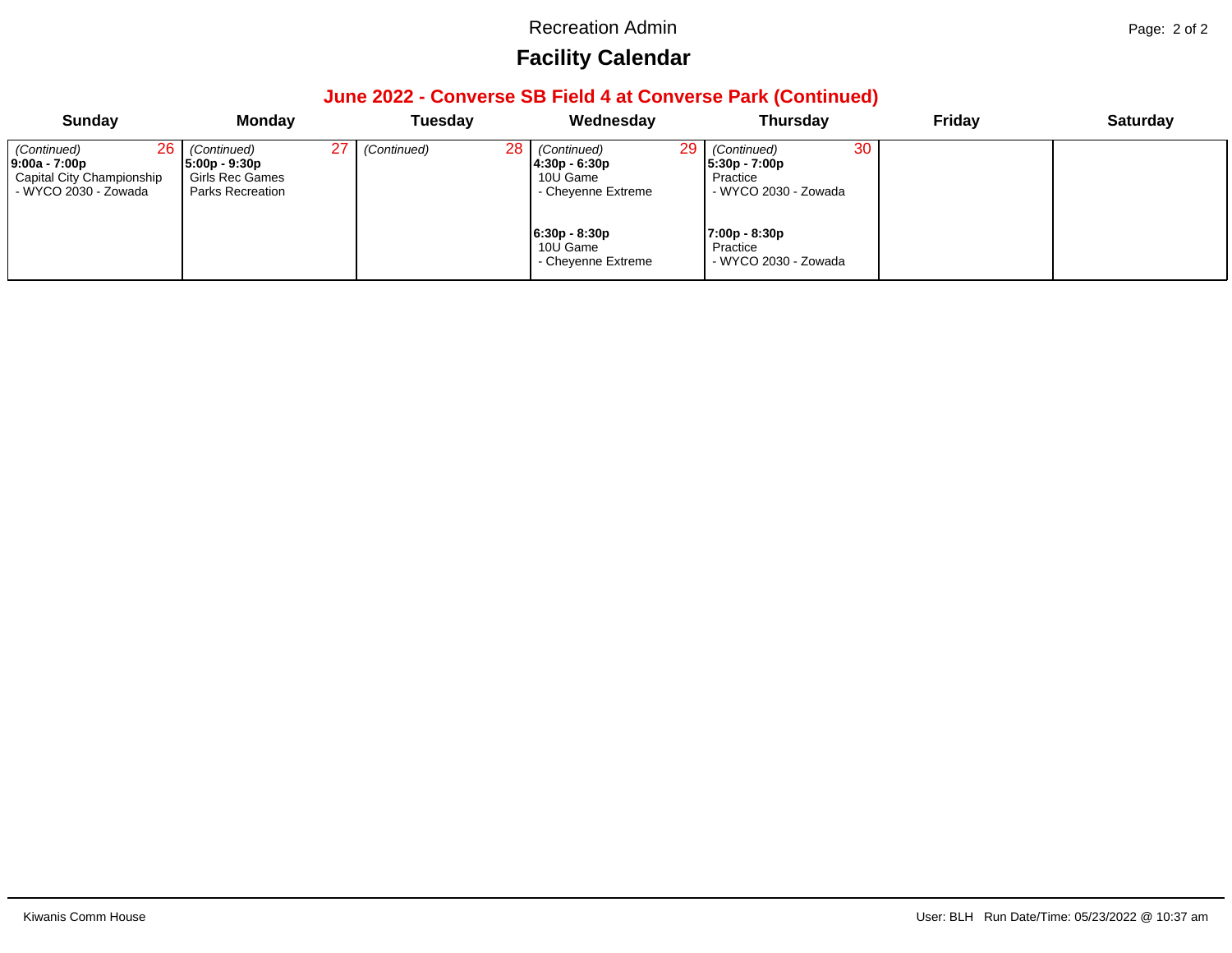Recreation Admin

# Facility Calendar

## June 2022 - Converse SB Field 4 at Converse Park (Continued)

| Sunday | Monday | Tuesday | Wednesday | Thursday | Friday | Saturday |
|---|---|---|---|---|---|---|
| 26 *(Continued)* **9:00a - 7:00p** Capital City Championship - WYCO 2030 - Zowada | 27 *(Continued)* **5:00p - 9:30p** Girls Rec Games Parks Recreation | 28 *(Continued)* | 29 *(Continued)* **4:30p - 6:30p** 10U Game - Cheyenne Extreme **6:30p - 8:30p** 10U Game - Cheyenne Extreme | 30 *(Continued)* **5:30p - 7:00p** Practice - WYCO 2030 - Zowada **7:00p - 8:30p** Practice - WYCO 2030 - Zowada | | |

Kiwanis Comm House

User: BLH Run Date/Time: 05/23/2022 @ 10:37 am